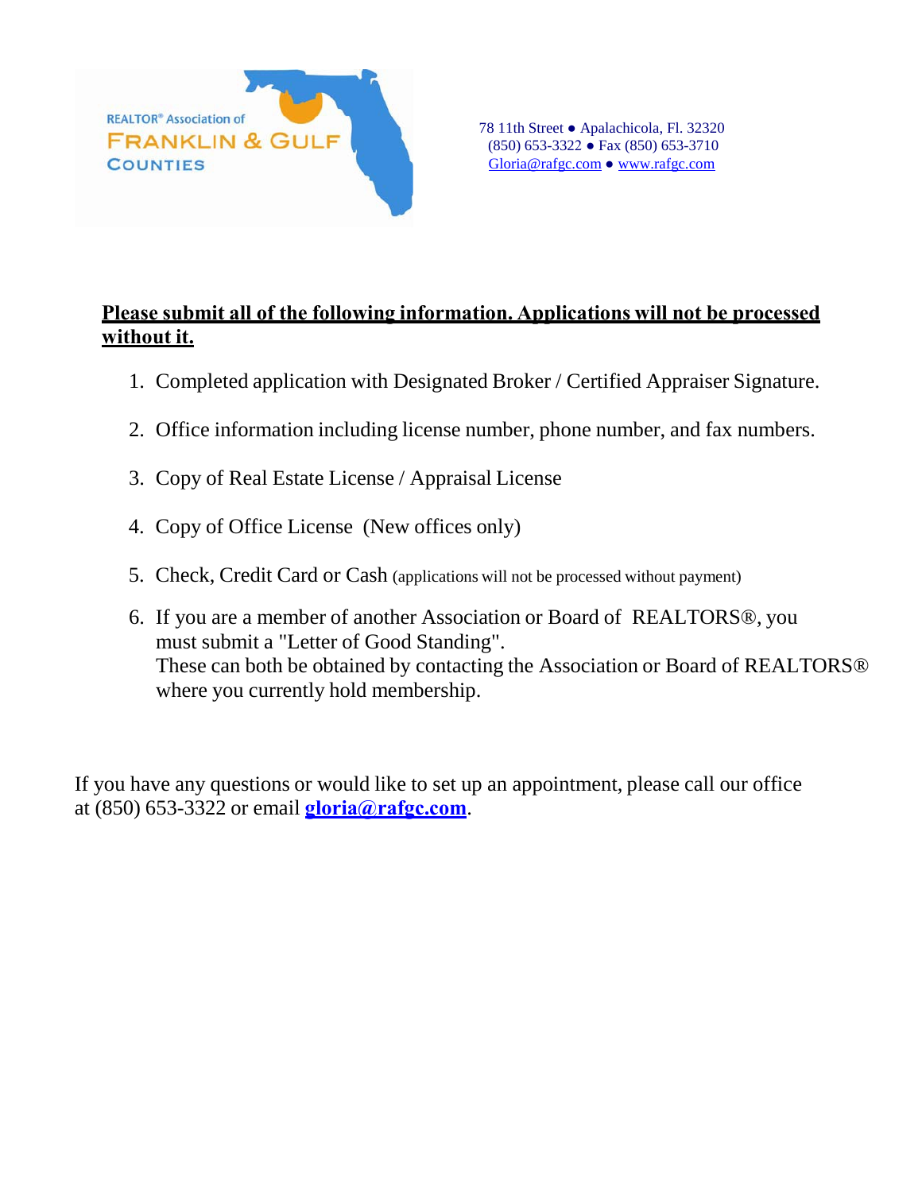REALTOR® Association of
FRANKLIN & GULF
COUNTIES

78 11th Street ● Apalachicola, Fl. 32320
(850) 653-3322 ● Fax (850) 653-3710
Gloria@rafgc.com ● www.rafgc.com

**Please submit all of the following information. Applications will not be processed without it.**

1. Completed application with Designated Broker / Certified Appraiser Signature.
2. Office information including license number, phone number, and fax numbers.
3. Copy of Real Estate License / Appraisal License
4. Copy of Office License (New offices only)
5. Check, Credit Card or Cash (applications will not be processed without payment)
6. If you are a member of another Association or Board of REALTORS®, you must submit a "Letter of Good Standing".
   These can both be obtained by contacting the Association or Board of REALTORS® where you currently hold membership.

If you have any questions or would like to set up an appointment, please call our office at (850) 653-3322 or email **gloria@rafgc.com**.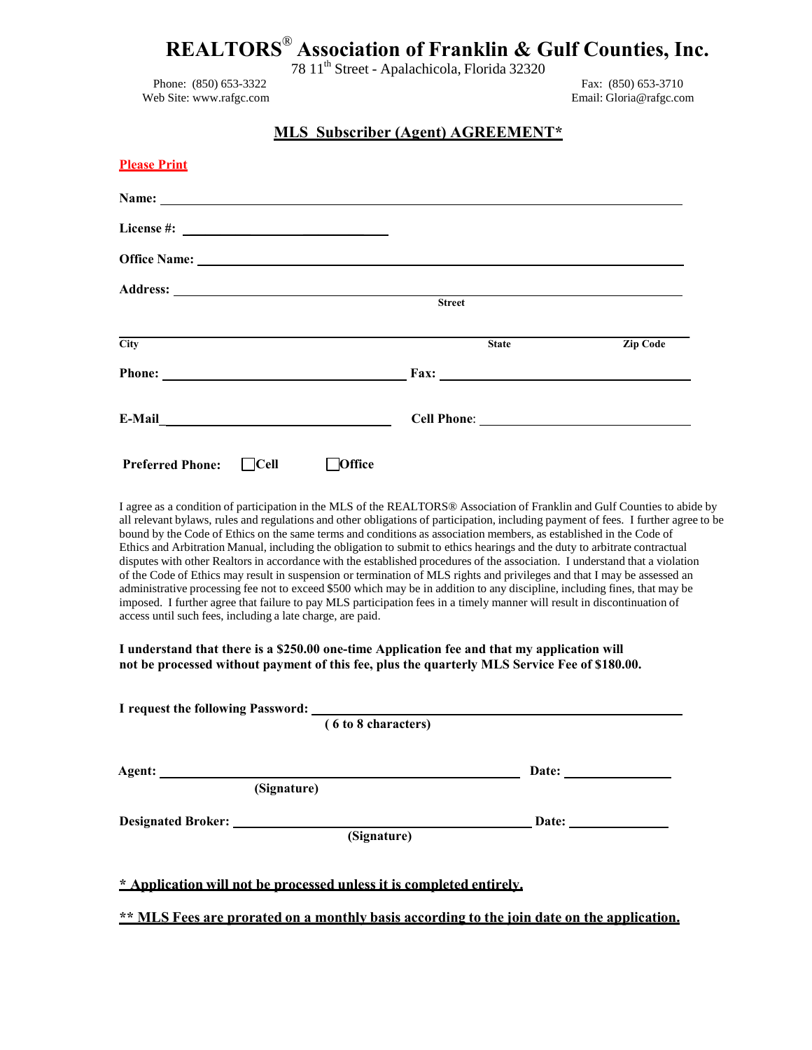# REALTORS® Association of Franklin & Gulf Counties, Inc.

78 11th Street - Apalachicola, Florida 32320

Phone: (850) 653-3322
Web Site: www.rafgc.com

Fax: (850) 653-3710
Email: Gloria@rafgc.com

## MLS Subscriber (Agent) AGREEMENT*

**Please Print**

**Name:** ______________________________________________

**License #:** ____________________

**Office Name:** ______________________________________________

**Address:** ______________________________________________
Street

______________________________________________
City State Zip Code

**Phone:** ____________________ **Fax:** ____________________

**E-Mail** ____________________ **Cell Phone**: ____________________

**Preferred Phone:** ☐ **Cell** ☐ **Office**

I agree as a condition of participation in the MLS of the REALTORS® Association of Franklin and Gulf Counties to abide by all relevant bylaws, rules and regulations and other obligations of participation, including payment of fees. I further agree to be bound by the Code of Ethics on the same terms and conditions as association members, as established in the Code of Ethics and Arbitration Manual, including the obligation to submit to ethics hearings and the duty to arbitrate contractual disputes with other Realtors in accordance with the established procedures of the association. I understand that a violation of the Code of Ethics may result in suspension or termination of MLS rights and privileges and that I may be assessed an administrative processing fee not to exceed $500 which may be in addition to any discipline, including fines, that may be imposed. I further agree that failure to pay MLS participation fees in a timely manner will result in discontinuation of access until such fees, including a late charge, are paid.

**I understand that there is a $250.00 one-time Application fee and that my application will not be processed without payment of this fee, plus the quarterly MLS Service Fee of $180.00.**

**I request the following Password:** ______________________________
**( 6 to 8 characters)**

**Agent:** ______________________________ **Date:** ______________
**(Signature)**

**Designated Broker:** ______________________________ **Date:** ______________
**(Signature)**

**\* Application will not be processed unless it is completed entirely.**

**\*\* MLS Fees are prorated on a monthly basis according to the join date on the application.**